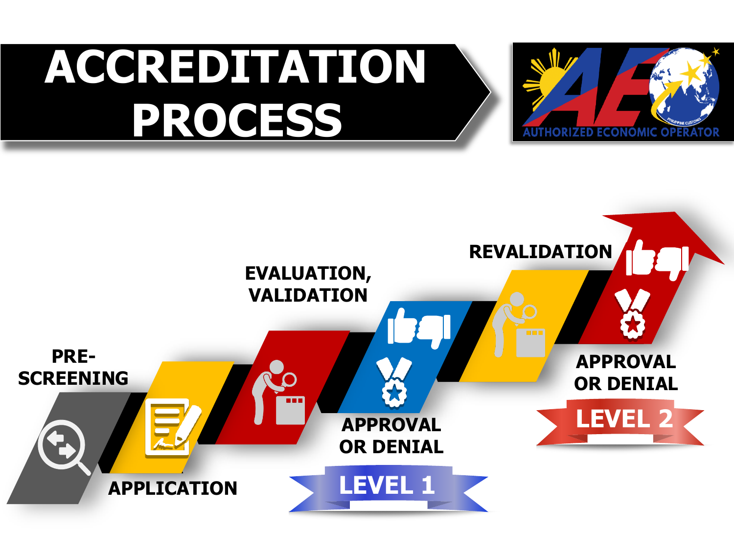# ACCREDITATION PROCESS

AUTHORIZED ECONOMIC OPERATOR

PHILIPPINE CUSTOMS

PRE-SCREENING

APPLICATION

EVALUATION, VALIDATION

APPROVAL OR DENIAL

LEVEL 1

REVALIDATION

APPROVAL OR DENIAL

LEVEL 2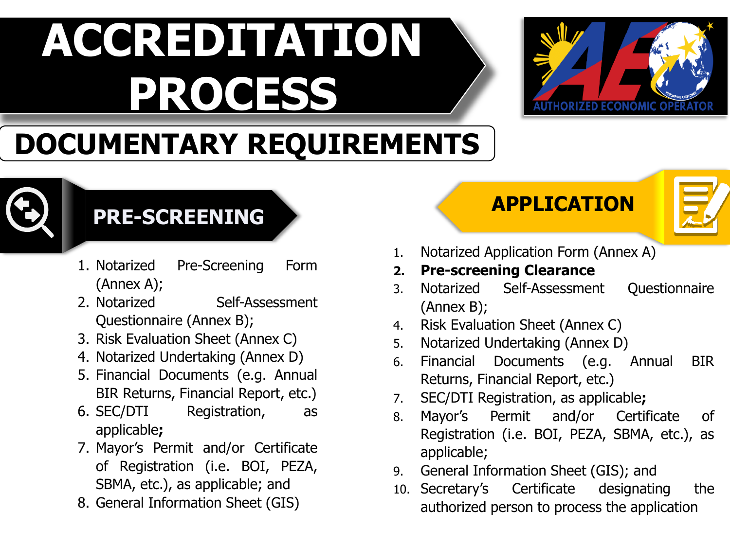# ACCREDITATION PROCESS

AUTHORIZED ECONOMIC OPERATOR

## DOCUMENTARY REQUIREMENTS

### PRE-SCREENING

1. Notarized Pre-Screening Form (Annex A);
2. Notarized Self-Assessment Questionnaire (Annex B);
3. Risk Evaluation Sheet (Annex C)
4. Notarized Undertaking (Annex D)
5. Financial Documents (e.g. Annual BIR Returns, Financial Report, etc.)
6. SEC/DTI Registration, as applicable**;**
7. Mayor's Permit and/or Certificate of Registration (i.e. BOI, PEZA, SBMA, etc.), as applicable; and
8. General Information Sheet (GIS)

### APPLICATION

1. Notarized Application Form (Annex A)
2. **Pre-screening Clearance**
3. Notarized Self-Assessment Questionnaire (Annex B);
4. Risk Evaluation Sheet (Annex C)
5. Notarized Undertaking (Annex D)
6. Financial Documents (e.g. Annual BIR Returns, Financial Report, etc.)
7. SEC/DTI Registration, as applicable**;**
8. Mayor's Permit and/or Certificate of Registration (i.e. BOI, PEZA, SBMA, etc.), as applicable;
9. General Information Sheet (GIS); and
10. Secretary's Certificate designating the authorized person to process the application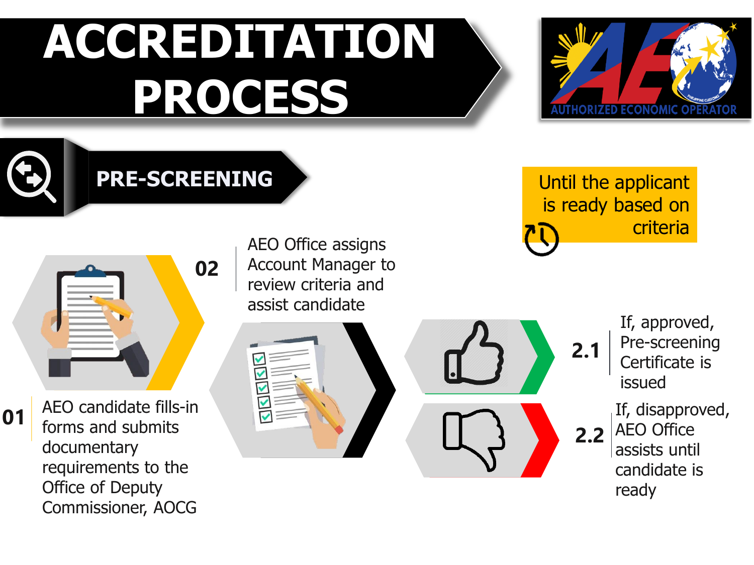# ACCREDITATION PROCESS

AUTHORIZED ECONOMIC OPERATOR

## PRE-SCREENING

Until the applicant is ready based on criteria

**01** AEO candidate fills-in forms and submits documentary requirements to the Office of Deputy Commissioner, AOCG

**02** AEO Office assigns Account Manager to review criteria and assist candidate

**2.1** If, approved, Pre-screening Certificate is issued

**2.2** If, disapproved, AEO Office assists until candidate is ready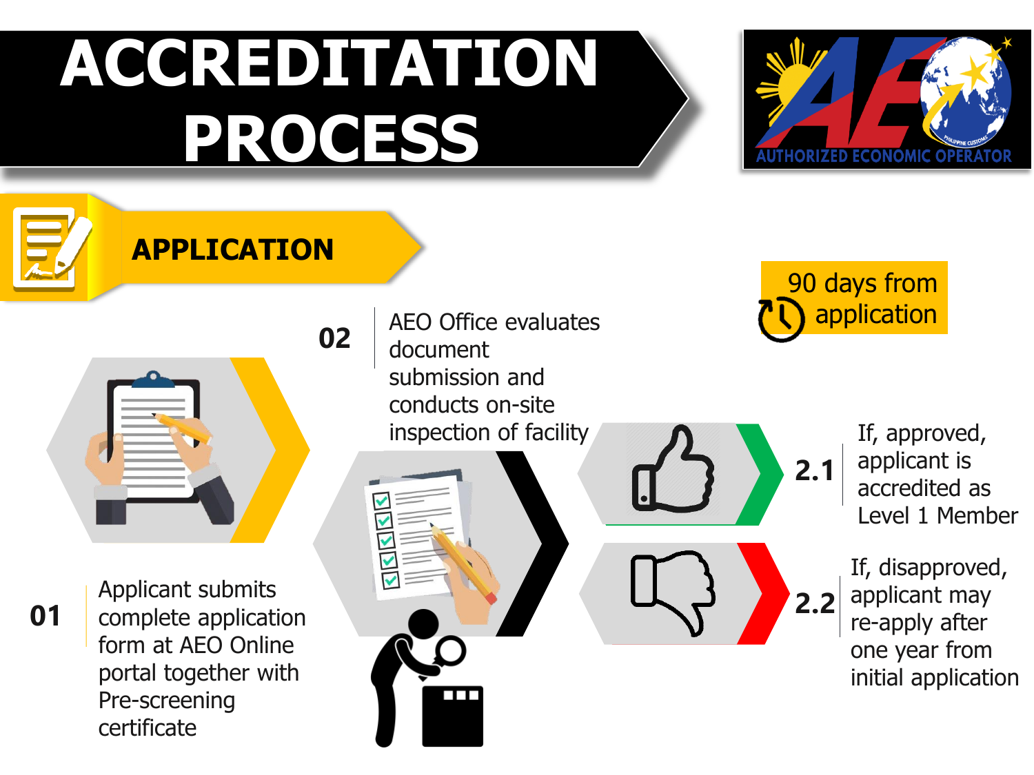# ACCREDITATION PROCESS

AUTHORIZED ECONOMIC OPERATOR

## APPLICATION

90 days from application

**01** Applicant submits complete application form at AEO Online portal together with Pre-screening certificate

**02** AEO Office evaluates document submission and conducts on-site inspection of facility

**2.1** If, approved, applicant is accredited as Level 1 Member

**2.2** If, disapproved, applicant may re-apply after one year from initial application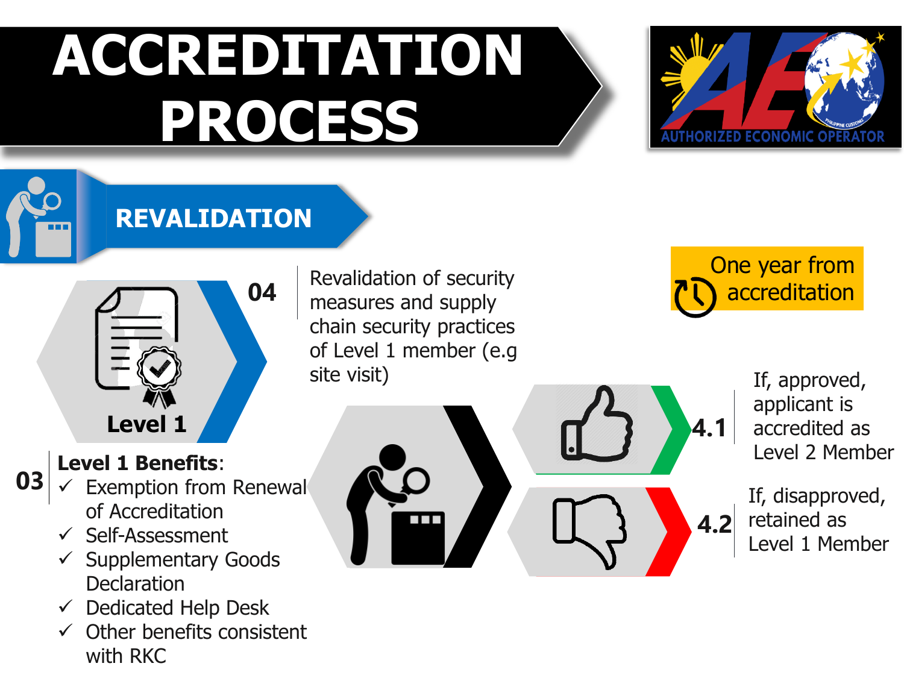# ACCREDITATION PROCESS

AUTHORIZED ECONOMIC OPERATOR

## REVALIDATION

**Level 1**

**04** Revalidation of security measures and supply chain security practices of Level 1 member (e.g site visit)

One year from accreditation

**4.1** If, approved, applicant is accredited as Level 2 Member

**4.2** If, disapproved, retained as Level 1 Member

**03** **Level 1 Benefits**:

- ✓ Exemption from Renewal of Accreditation
- ✓ Self-Assessment
- ✓ Supplementary Goods Declaration
- ✓ Dedicated Help Desk
- ✓ Other benefits consistent with RKC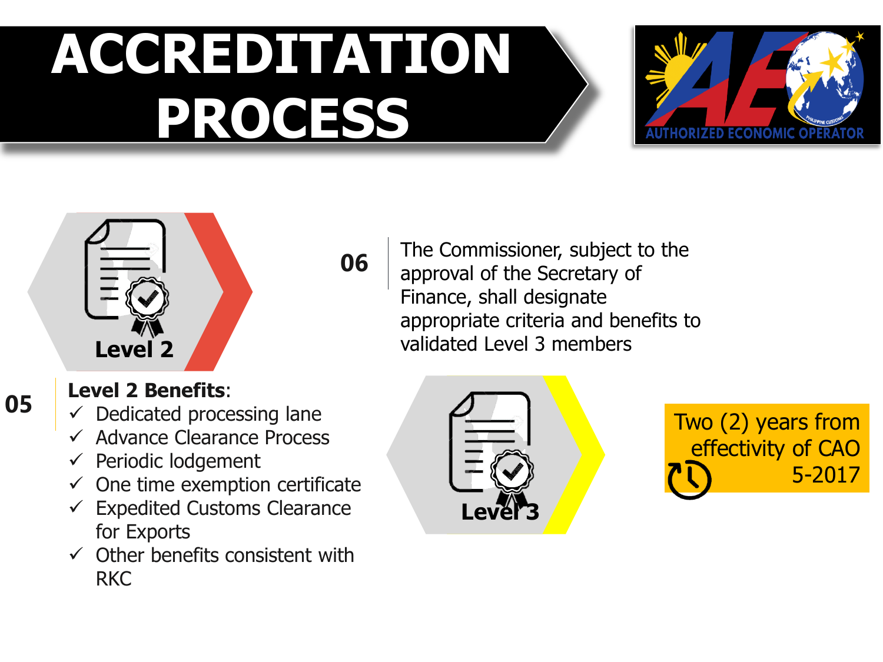# ACCREDITATION PROCESS

AUTHORIZED ECONOMIC OPERATOR

Level 2

05

**Level 2 Benefits**:

- ✓ Dedicated processing lane
- ✓ Advance Clearance Process
- ✓ Periodic lodgement
- ✓ One time exemption certificate
- ✓ Expedited Customs Clearance for Exports
- ✓ Other benefits consistent with RKC

06

The Commissioner, subject to the approval of the Secretary of Finance, shall designate appropriate criteria and benefits to validated Level 3 members

Level 3

Two (2) years from effectivity of CAO 5-2017